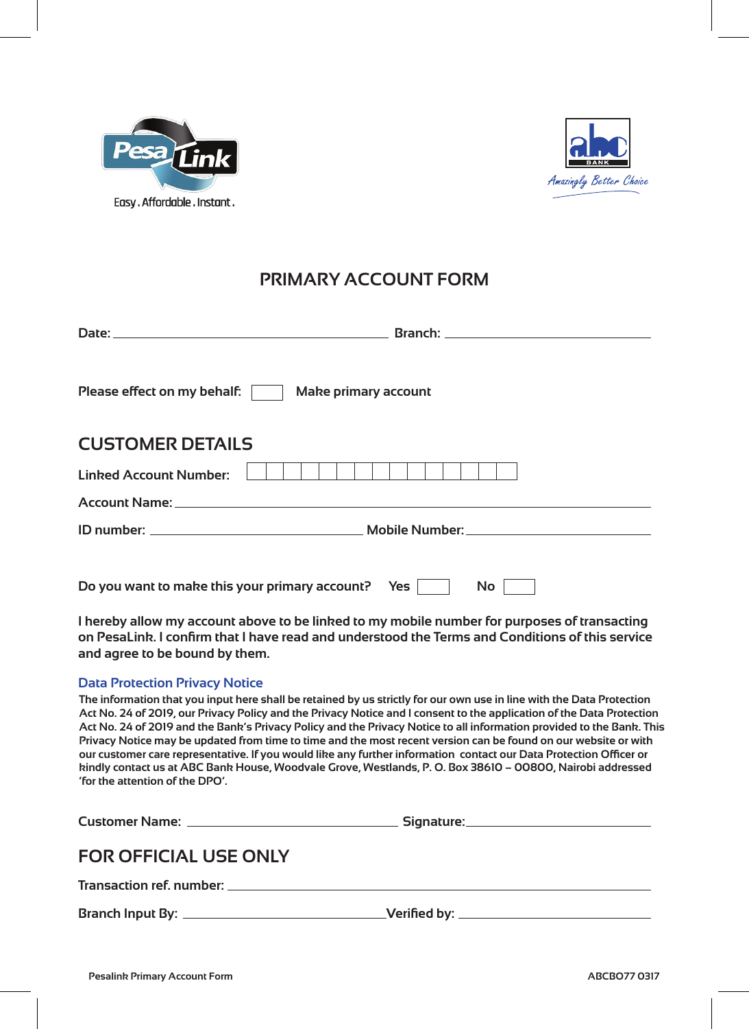Pesa Link

Easy . Affordable . Instant .

abc BANK

Amazingly Better Choice

# PRIMARY ACCOUNT FORM

Date: ______________________ Branch: ______________________

Please effect on my behalf: [ ] Make primary account

## CUSTOMER DETAILS

Linked Account Number: [ ][ ][ ][ ][ ][ ][ ][ ][ ][ ][ ][ ][ ][ ][ ]

Account Name: ______________________

ID number: ______________________ Mobile Number: ______________________

Do you want to make this your primary account? Yes [ ] No [ ]

**I hereby allow my account above to be linked to my mobile number for purposes of transacting on PesaLink. I confirm that I have read and understood the Terms and Conditions of this service and agree to be bound by them.**

### Data Protection Privacy Notice

The information that you input here shall be retained by us strictly for our own use in line with the Data Protection Act No. 24 of 2019, our Privacy Policy and the Privacy Notice and I consent to the application of the Data Protection Act No. 24 of 2019 and the Bank's Privacy Policy and the Privacy Notice to all information provided to the Bank. This Privacy Notice may be updated from time to time and the most recent version can be found on our website or with our customer care representative. If you would like any further information contact our Data Protection Officer or kindly contact us at ABC Bank House, Woodvale Grove, Westlands, P. O. Box 38610 – 00800, Nairobi addressed 'for the attention of the DPO'.

Customer Name: ______________________ Signature: ______________________

## FOR OFFICIAL USE ONLY

Transaction ref. number: ______________________

Branch Input By: ______________________ Verified by: ______________________

Pesalink Primary Account Form ABCBO77 0317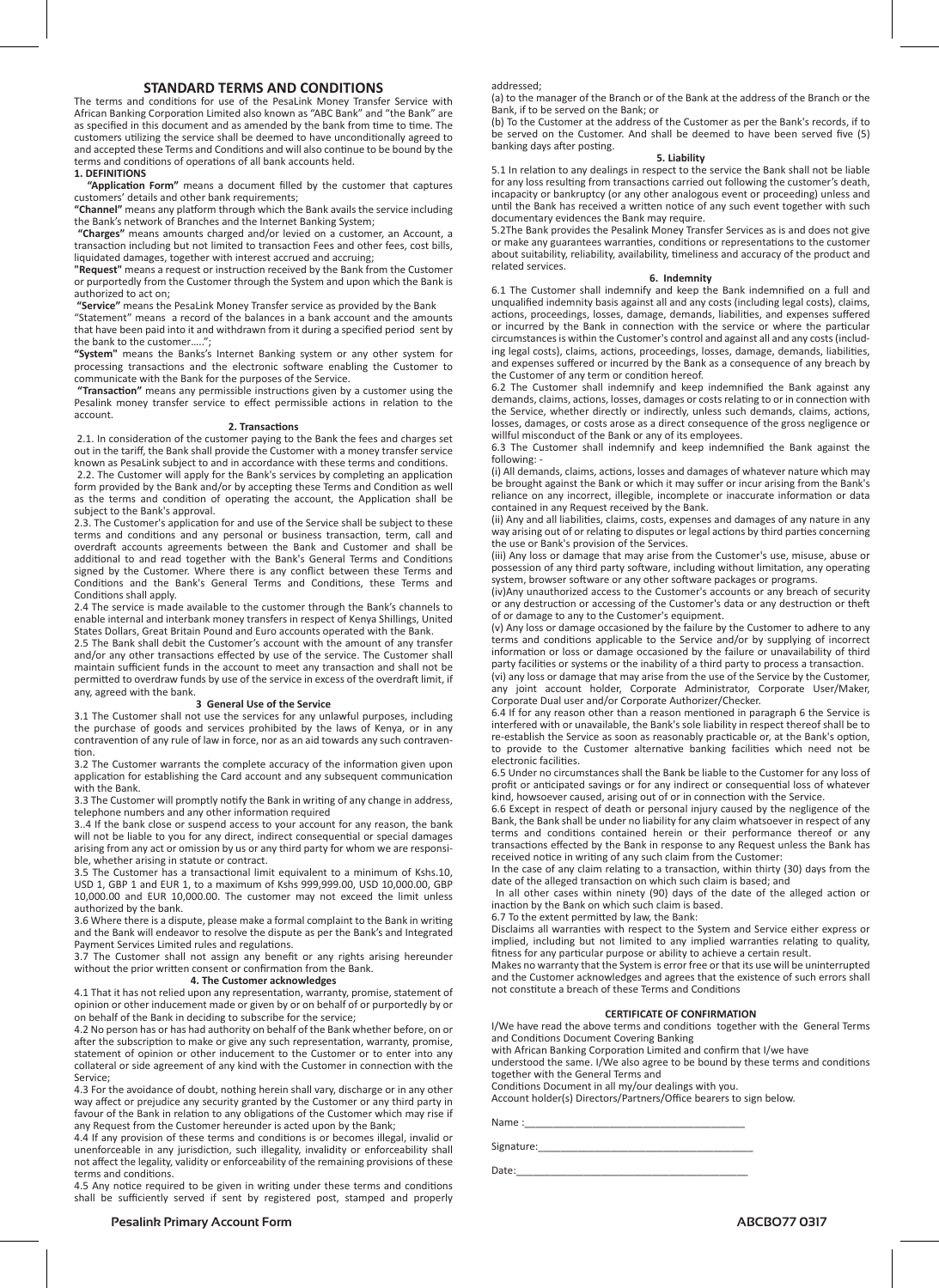## STANDARD TERMS AND CONDITIONS

The terms and conditions for use of the PesaLink Money Transfer Service with African Banking Corporation Limited also known as "ABC Bank" and "the Bank" are as specified in this document and as amended by the bank from time to time. The customers utilizing the service shall be deemed to have unconditionally agreed to and accepted these Terms and Conditions and will also continue to be bound by the terms and conditions of operations of all bank accounts held.

**1. DEFINITIONS**

**"Application Form"** means a document filled by the customer that captures customers' details and other bank requirements;

**"Channel"** means any platform through which the Bank avails the service including the Bank's network of Branches and the Internet Banking System;

**"Charges"** means amounts charged and/or levied on a customer, an Account, a transaction including but not limited to transaction Fees and other fees, cost bills, liquidated damages, together with interest accrued and accruing;

**"Request"** means a request or instruction received by the Bank from the Customer or purportedly from the Customer through the System and upon which the Bank is authorized to act on;

**"Service"** means the PesaLink Money Transfer service as provided by the Bank

"Statement" means a record of the balances in a bank account and the amounts that have been paid into it and withdrawn from it during a specified period sent by the bank to the customer….";

**"System"** means the Banks's Internet Banking system or any other system for processing transactions and the electronic software enabling the Customer to communicate with the Bank for the purposes of the Service.

**"Transaction"** means any permissible instructions given by a customer using the Pesalink money transfer service to effect permissible actions in relation to the account.

**2. Transactions**

2.1. In consideration of the customer paying to the Bank the fees and charges set out in the tariff, the Bank shall provide the Customer with a money transfer service known as PesaLink subject to and in accordance with these terms and conditions.

2.2. The Customer will apply for the Bank's services by completing an application form provided by the Bank and/or by accepting these Terms and Condition as well as the terms and condition of operating the account, the Application shall be subject to the Bank's approval.

2.3. The Customer's application for and use of the Service shall be subject to these terms and conditions and any personal or business transaction, term, call and overdraft accounts agreements between the Bank and Customer and shall be additional to and read together with the Bank's General Terms and Conditions signed by the Customer. Where there is any conflict between these Terms and Conditions and the Bank's General Terms and Conditions, these Terms and Conditions shall apply.

2.4 The service is made available to the customer through the Bank's channels to enable internal and interbank money transfers in respect of Kenya Shillings, United States Dollars, Great Britain Pound and Euro accounts operated with the Bank.

2.5 The Bank shall debit the Customer's account with the amount of any transfer and/or any other transactions effected by use of the service. The Customer shall maintain sufficient funds in the account to meet any transaction and shall not be permitted to overdraw funds by use of the service in excess of the overdraft limit, if any, agreed with the bank.

**3 General Use of the Service**

3.1 The Customer shall not use the services for any unlawful purposes, including the purchase of goods and services prohibited by the laws of Kenya, or in any contravention of any rule of law in force, nor as an aid towards any such contravention.

3.2 The Customer warrants the complete accuracy of the information given upon application for establishing the Card account and any subsequent communication with the Bank.

3.3 The Customer will promptly notify the Bank in writing of any change in address, telephone numbers and any other information required

3..4 If the bank close or suspend access to your account for any reason, the bank will not be liable to you for any direct, indirect consequential or special damages arising from any act or omission by us or any third party for whom we are responsible, whether arising in statute or contract.

3.5 The Customer has a transactional limit equivalent to a minimum of Kshs.10, USD 1, GBP 1 and EUR 1, to a maximum of Kshs 999,999.00, USD 10,000.00, GBP 10,000.00 and EUR 10,000.00. The customer may not exceed the limit unless authorized by the bank.

3.6 Where there is a dispute, please make a formal complaint to the Bank in writing and the Bank will endeavor to resolve the dispute as per the Bank's and Integrated Payment Services Limited rules and regulations.

3.7 The Customer shall not assign any benefit or any rights arising hereunder without the prior written consent or confirmation from the Bank.

**4. The Customer acknowledges**

4.1 That it has not relied upon any representation, warranty, promise, statement of opinion or other inducement made or given by or on behalf of or purportedly by or on behalf of the Bank in deciding to subscribe for the service;

4.2 No person has or has had authority on behalf of the Bank whether before, on or after the subscription to make or give any such representation, warranty, promise, statement of opinion or other inducement to the Customer or to enter into any collateral or side agreement of any kind with the Customer in connection with the Service;

4.3 For the avoidance of doubt, nothing herein shall vary, discharge or in any other way affect or prejudice any security granted by the Customer or any third party in favour of the Bank in relation to any obligations of the Customer which may rise if any Request from the Customer hereunder is acted upon by the Bank;

4.4 If any provision of these terms and conditions is or becomes illegal, invalid or unenforceable in any jurisdiction, such illegality, invalidity or enforceability shall not affect the legality, validity or enforceability of the remaining provisions of these terms and conditions.

4.5 Any notice required to be given in writing under these terms and conditions shall be sufficiently served if sent by registered post, stamped and properly addressed;

(a) to the manager of the Branch or of the Bank at the address of the Branch or the Bank, if to be served on the Bank; or

(b) To the Customer at the address of the Customer as per the Bank's records, if to be served on the Customer. And shall be deemed to have been served five (5) banking days after posting.

**5. Liability**

5.1 In relation to any dealings in respect to the service the Bank shall not be liable for any loss resulting from transactions carried out following the customer's death, incapacity or bankruptcy (or any other analogous event or proceeding) unless and until the Bank has received a written notice of any such event together with such documentary evidences the Bank may require.

5.2The Bank provides the Pesalink Money Transfer Services as is and does not give or make any guarantees warranties, conditions or representations to the customer about suitability, reliability, availability, timeliness and accuracy of the product and related services.

**6. Indemnity**

6.1 The Customer shall indemnify and keep the Bank indemnified on a full and unqualified indemnity basis against all and any costs (including legal costs), claims, actions, proceedings, losses, damage, demands, liabilities, and expenses suffered or incurred by the Bank in connection with the service or where the particular circumstances is within the Customer's control and against all and any costs (including legal costs), claims, actions, proceedings, losses, damage, demands, liabilities, and expenses suffered or incurred by the Bank as a consequence of any breach by the Customer of any term or condition hereof.

6.2 The Customer shall indemnify and keep indemnified the Bank against any demands, claims, actions, losses, damages or costs relating to or in connection with the Service, whether directly or indirectly, unless such demands, claims, actions, losses, damages, or costs arose as a direct consequence of the gross negligence or willful misconduct of the Bank or any of its employees.

6.3 The Customer shall indemnify and keep indemnified the Bank against the following: -

(i) All demands, claims, actions, losses and damages of whatever nature which may be brought against the Bank or which it may suffer or incur arising from the Bank's reliance on any incorrect, illegible, incomplete or inaccurate information or data contained in any Request received by the Bank.

(ii) Any and all liabilities, claims, costs, expenses and damages of any nature in any way arising out of or relating to disputes or legal actions by third parties concerning the use or Bank's provision of the Services.

(iii) Any loss or damage that may arise from the Customer's use, misuse, abuse or possession of any third party software, including without limitation, any operating system, browser software or any other software packages or programs.

(iv)Any unauthorized access to the Customer's accounts or any breach of security or any destruction or accessing of the Customer's data or any destruction or theft of or damage to any to the Customer's equipment.

(v) Any loss or damage occasioned by the failure by the Customer to adhere to any terms and conditions applicable to the Service and/or by supplying of incorrect information or loss or damage occasioned by the failure or unavailability of third party facilities or systems or the inability of a third party to process a transaction.

(vi) any loss or damage that may arise from the use of the Service by the Customer, any joint account holder, Corporate Administrator, Corporate User/Maker, Corporate Dual user and/or Corporate Authorizer/Checker.

6.4 If for any reason other than a reason mentioned in paragraph 6 the Service is interfered with or unavailable, the Bank's sole liability in respect thereof shall be to re-establish the Service as soon as reasonably practicable or, at the Bank's option, to provide to the Customer alternative banking facilities which need not be electronic facilities.

6.5 Under no circumstances shall the Bank be liable to the Customer for any loss of profit or anticipated savings or for any indirect or consequential loss of whatever kind, howsoever caused, arising out of or in connection with the Service.

6.6 Except in respect of death or personal injury caused by the negligence of the Bank, the Bank shall be under no liability for any claim whatsoever in respect of any terms and conditions contained herein or their performance thereof or any transactions effected by the Bank in response to any Request unless the Bank has received notice in writing of any such claim from the Customer:

In the case of any claim relating to a transaction, within thirty (30) days from the date of the alleged transaction on which such claim is based; and

In all other cases within ninety (90) days of the date of the alleged action or inaction by the Bank on which such claim is based.

6.7 To the extent permitted by law, the Bank:

Disclaims all warranties with respect to the System and Service either express or implied, including but not limited to any implied warranties relating to quality, fitness for any particular purpose or ability to achieve a certain result.

Makes no warranty that the System is error free or that its use will be uninterrupted and the Customer acknowledges and agrees that the existence of such errors shall not constitute a breach of these Terms and Conditions

**CERTIFICATE OF CONFIRMATION**

I/We have read the above terms and conditions together with the General Terms and Conditions Document Covering Banking
with African Banking Corporation Limited and confirm that I/we have
understood the same. I/We also agree to be bound by these terms and conditions together with the General Terms and
Conditions Document in all my/our dealings with you.
Account holder(s) Directors/Partners/Office bearers to sign below.

Name :_______________________________________

Signature:_______________________________________

Date:_______________________________________

Pesalink Primary Account Form ABCBO77 0317